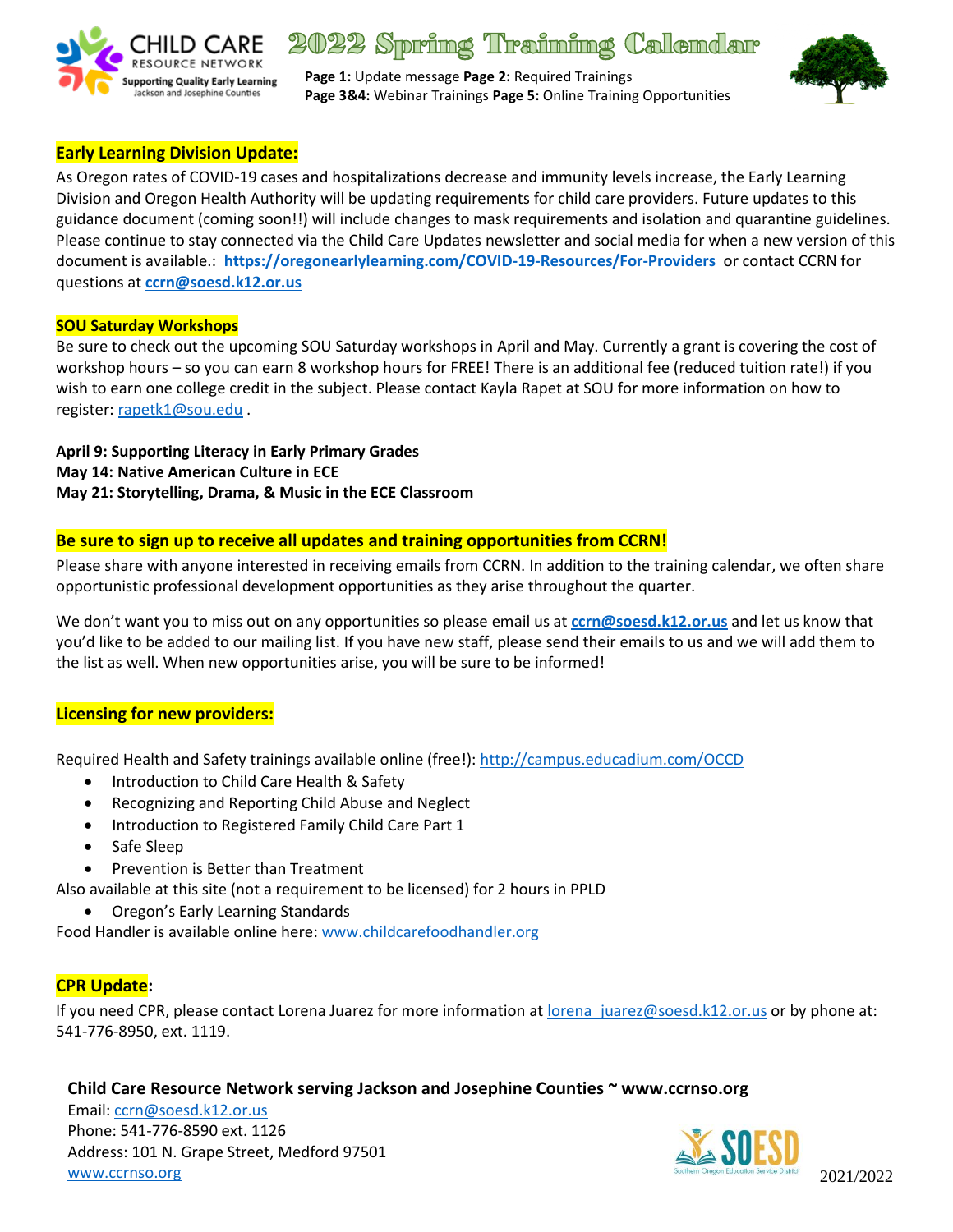CHILD CARE RESOURCE NETWORK
Supporting Quality Early Learning
Jackson and Josephine Counties

# 2022 Spring Training Calendar

**Page 1:** Update message **Page 2:** Required Trainings
**Page 3&4:** Webinar Trainings **Page 5:** Online Training Opportunities

## Early Learning Division Update:

As Oregon rates of COVID-19 cases and hospitalizations decrease and immunity levels increase, the Early Learning Division and Oregon Health Authority will be updating requirements for child care providers. Future updates to this guidance document (coming soon!!) will include changes to mask requirements and isolation and quarantine guidelines. Please continue to stay connected via the Child Care Updates newsletter and social media for when a new version of this document is available.: **https://oregonearlylearning.com/COVID-19-Resources/For-Providers** or contact CCRN for questions at **ccrn@soesd.k12.or.us**

## SOU Saturday Workshops

Be sure to check out the upcoming SOU Saturday workshops in April and May. Currently a grant is covering the cost of workshop hours – so you can earn 8 workshop hours for FREE! There is an additional fee (reduced tuition rate!) if you wish to earn one college credit in the subject. Please contact Kayla Rapet at SOU for more information on how to register: rapetk1@sou.edu .

**April 9: Supporting Literacy in Early Primary Grades**
**May 14: Native American Culture in ECE**
**May 21: Storytelling, Drama, & Music in the ECE Classroom**

## Be sure to sign up to receive all updates and training opportunities from CCRN!

Please share with anyone interested in receiving emails from CCRN. In addition to the training calendar, we often share opportunistic professional development opportunities as they arise throughout the quarter.

We don't want you to miss out on any opportunities so please email us at **ccrn@soesd.k12.or.us** and let us know that you'd like to be added to our mailing list. If you have new staff, please send their emails to us and we will add them to the list as well. When new opportunities arise, you will be sure to be informed!

## Licensing for new providers:

Required Health and Safety trainings available online (free!): http://campus.educadium.com/OCCD

- Introduction to Child Care Health & Safety
- Recognizing and Reporting Child Abuse and Neglect
- Introduction to Registered Family Child Care Part 1
- Safe Sleep
- Prevention is Better than Treatment

Also available at this site (not a requirement to be licensed) for 2 hours in PPLD

- Oregon's Early Learning Standards

Food Handler is available online here: www.childcarefoodhandler.org

## CPR Update:

If you need CPR, please contact Lorena Juarez for more information at lorena_juarez@soesd.k12.or.us or by phone at: 541-776-8950, ext. 1119.

**Child Care Resource Network serving Jackson and Josephine Counties ~ www.ccrnso.org**
Email: ccrn@soesd.k12.or.us
Phone: 541-776-8590 ext. 1126
Address: 101 N. Grape Street, Medford 97501
www.ccrnso.org

SOESD Southern Oregon Education Service District

2021/2022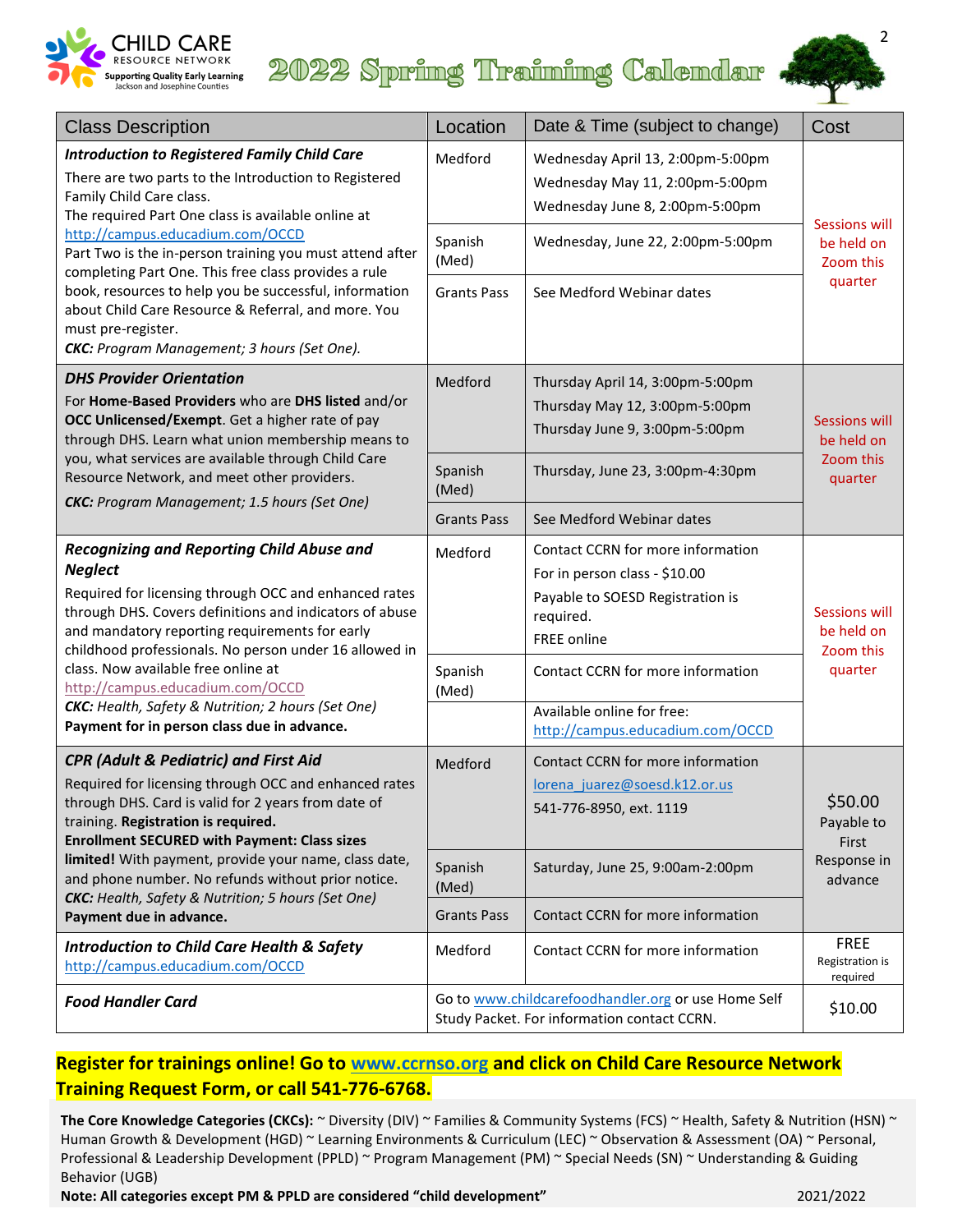# 2022 Spring Training Calendar

CHILD CARE RESOURCE NETWORK
Supporting Quality Early Learning
Jackson and Josephine Counties

| Class Description | Location | Date & Time (subject to change) | Cost |
|---|---|---|---|
| ***Introduction to Registered Family Child Care*** There are two parts to the Introduction to Registered Family Child Care class. The required Part One class is available online at http://campus.educadium.com/OCCD Part Two is the in-person training you must attend after completing Part One. This free class provides a rule book, resources to help you be successful, information about Child Care Resource & Referral, and more. You must pre-register. ***CKC:*** *Program Management; 3 hours (Set One).* | Medford | Wednesday April 13, 2:00pm-5:00pm<br>Wednesday May 11, 2:00pm-5:00pm<br>Wednesday June 8, 2:00pm-5:00pm | Sessions will be held on Zoom this quarter |
| | Spanish (Med) | Wednesday, June 22, 2:00pm-5:00pm | |
| | Grants Pass | See Medford Webinar dates | |
| ***DHS Provider Orientation*** For **Home-Based Providers** who are **DHS listed** and/or **OCC Unlicensed/Exempt**. Get a higher rate of pay through DHS. Learn what union membership means to you, what services are available through Child Care Resource Network, and meet other providers. ***CKC:*** *Program Management; 1.5 hours (Set One)* | Medford | Thursday April 14, 3:00pm-5:00pm<br>Thursday May 12, 3:00pm-5:00pm<br>Thursday June 9, 3:00pm-5:00pm | Sessions will be held on Zoom this quarter |
| | Spanish (Med) | Thursday, June 23, 3:00pm-4:30pm | |
| | Grants Pass | See Medford Webinar dates | |
| ***Recognizing and Reporting Child Abuse and Neglect*** Required for licensing through OCC and enhanced rates through DHS. Covers definitions and indicators of abuse and mandatory reporting requirements for early childhood professionals. No person under 16 allowed in class. Now available free online at http://campus.educadium.com/OCCD ***CKC:*** *Health, Safety & Nutrition; 2 hours (Set One)* **Payment for in person class due in advance.** | Medford | Contact CCRN for more information<br>For in person class - $10.00<br>Payable to SOESD Registration is required.<br>FREE online | Sessions will be held on Zoom this quarter |
| | Spanish (Med) | Contact CCRN for more information | |
| | | Available online for free: http://campus.educadium.com/OCCD | |
| ***CPR (Adult & Pediatric) and First Aid*** Required for licensing through OCC and enhanced rates through DHS. Card is valid for 2 years from date of training. **Registration is required. Enrollment SECURED with Payment: Class sizes limited!** With payment, provide your name, class date, and phone number. No refunds without prior notice. ***CKC:*** *Health, Safety & Nutrition; 5 hours (Set One)* **Payment due in advance.** | Medford | Contact CCRN for more information<br>lorena_juarez@soesd.k12.or.us<br>541-776-8950, ext. 1119 | $50.00 Payable to First Response in advance |
| | Spanish (Med) | Saturday, June 25, 9:00am-2:00pm | |
| | Grants Pass | Contact CCRN for more information | |
| ***Introduction to Child Care Health & Safety*** http://campus.educadium.com/OCCD | Medford | Contact CCRN for more information | FREE Registration is required |
| ***Food Handler Card*** | Go to www.childcarefoodhandler.org or use Home Self Study Packet. For information contact CCRN. | | $10.00 |

**Register for trainings online! Go to www.ccrnso.org and click on Child Care Resource Network Training Request Form, or call 541-776-6768.**

**The Core Knowledge Categories (CKCs):** ~ Diversity (DIV) ~ Families & Community Systems (FCS) ~ Health, Safety & Nutrition (HSN) ~ Human Growth & Development (HGD) ~ Learning Environments & Curriculum (LEC) ~ Observation & Assessment (OA) ~ Personal, Professional & Leadership Development (PPLD) ~ Program Management (PM) ~ Special Needs (SN) ~ Understanding & Guiding Behavior (UGB)

**Note: All categories except PM & PPLD are considered "child development"**

2021/2022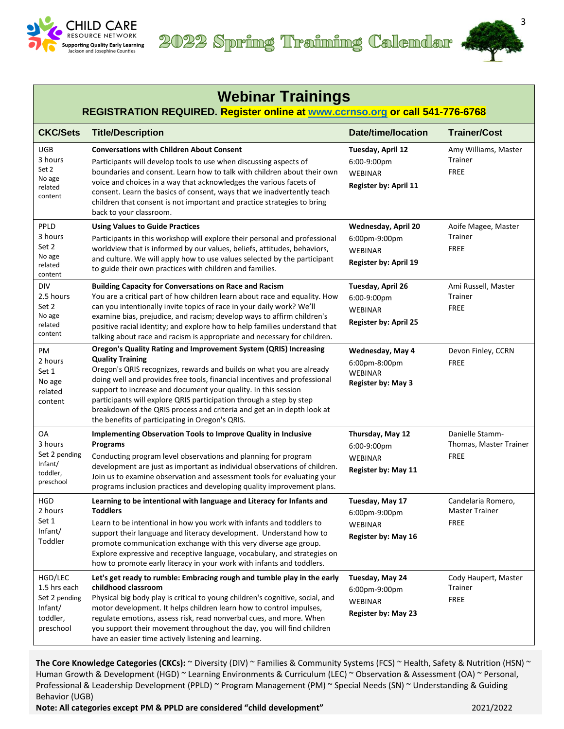CHILD CARE RESOURCE NETWORK
Supporting Quality Early Learning
Jackson and Josephine Counties

# 2022 Spring Training Calendar

## Webinar Trainings

**REGISTRATION REQUIRED. Register online at www.ccrnso.org or call 541-776-6768**

| CKC/Sets | Title/Description | Date/time/location | Trainer/Cost |
|---|---|---|---|
| UGB<br>3 hours<br>Set 2<br>No age related content | **Conversations with Children About Consent**<br>Participants will develop tools to use when discussing aspects of boundaries and consent. Learn how to talk with children about their own voice and choices in a way that acknowledges the various facets of consent. Learn the basics of consent, ways that we inadvertently teach children that consent is not important and practice strategies to bring back to your classroom. | **Tuesday, April 12**<br>6:00-9:00pm<br>WEBINAR<br>**Register by: April 11** | Amy Williams, Master Trainer<br>FREE |
| PPLD<br>3 hours<br>Set 2<br>No age related content | **Using Values to Guide Practices**<br>Participants in this workshop will explore their personal and professional worldview that is informed by our values, beliefs, attitudes, behaviors, and culture. We will apply how to use values selected by the participant to guide their own practices with children and families. | **Wednesday, April 20**<br>6:00pm-9:00pm<br>WEBINAR<br>**Register by: April 19** | Aoife Magee, Master Trainer<br>FREE |
| DIV<br>2.5 hours<br>Set 2<br>No age related content | **Building Capacity for Conversations on Race and Racism**<br>You are a critical part of how children learn about race and equality. How can you intentionally invite topics of race in your daily work? We'll examine bias, prejudice, and racism; develop ways to affirm children's positive racial identity; and explore how to help families understand that talking about race and racism is appropriate and necessary for children. | **Tuesday, April 26**<br>6:00-9:00pm<br>WEBINAR<br>**Register by: April 25** | Ami Russell, Master Trainer<br>FREE |
| PM<br>2 hours<br>Set 1<br>No age related content | **Oregon's Quality Rating and Improvement System (QRIS) Increasing Quality Training**<br>Oregon's QRIS recognizes, rewards and builds on what you are already doing well and provides free tools, financial incentives and professional support to increase and document your quality. In this session participants will explore QRIS participation through a step by step breakdown of the QRIS process and criteria and get an in depth look at the benefits of participating in Oregon's QRIS. | **Wednesday, May 4**<br>6:00pm-8:00pm<br>WEBINAR<br>**Register by: May 3** | Devon Finley, CCRN<br>FREE |
| OA<br>3 hours<br>Set 2 pending<br>Infant/ toddler, preschool | **Implementing Observation Tools to Improve Quality in Inclusive Programs**<br>Conducting program level observations and planning for program development are just as important as individual observations of children. Join us to examine observation and assessment tools for evaluating your programs inclusion practices and developing quality improvement plans. | **Thursday, May 12**<br>6:00-9:00pm<br>WEBINAR<br>**Register by: May 11** | Danielle Stamm-Thomas, Master Trainer<br>FREE |
| HGD<br>2 hours<br>Set 1<br>Infant/ Toddler | **Learning to be intentional with language and Literacy for Infants and Toddlers**<br>Learn to be intentional in how you work with infants and toddlers to support their language and literacy development. Understand how to promote communication exchange with this very diverse age group. Explore expressive and receptive language, vocabulary, and strategies on how to promote early literacy in your work with infants and toddlers. | **Tuesday, May 17**<br>6:00pm-9:00pm<br>WEBINAR<br>**Register by: May 16** | Candelaria Romero, Master Trainer<br>FREE |
| HGD/LEC<br>1.5 hrs each<br>Set 2 pending<br>Infant/ toddler, preschool | **Let's get ready to rumble: Embracing rough and tumble play in the early childhood classroom**<br>Physical big body play is critical to young children's cognitive, social, and motor development. It helps children learn how to control impulses, regulate emotions, assess risk, read nonverbal cues, and more. When you support their movement throughout the day, you will find children have an easier time actively listening and learning. | **Tuesday, May 24**<br>6:00pm-9:00pm<br>WEBINAR<br>**Register by: May 23** | Cody Haupert, Master Trainer<br>FREE |

**The Core Knowledge Categories (CKCs):** ~ Diversity (DIV) ~ Families & Community Systems (FCS) ~ Health, Safety & Nutrition (HSN) ~ Human Growth & Development (HGD) ~ Learning Environments & Curriculum (LEC) ~ Observation & Assessment (OA) ~ Personal, Professional & Leadership Development (PPLD) ~ Program Management (PM) ~ Special Needs (SN) ~ Understanding & Guiding Behavior (UGB)

**Note: All categories except PM & PPLD are considered "child development"**

2021/2022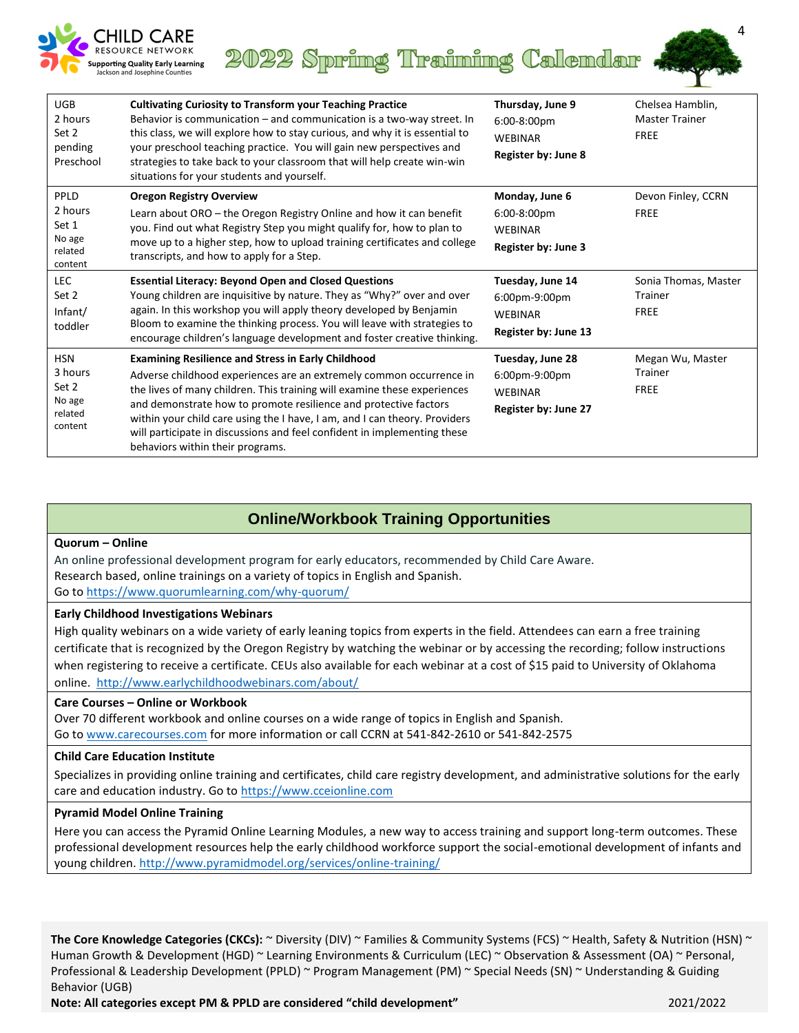| | | | |
|---|---|---|---|
| UGB<br>2 hours<br>Set 2<br>pending<br>Preschool | **Cultivating Curiosity to Transform your Teaching Practice**<br>Behavior is communication – and communication is a two-way street. In this class, we will explore how to stay curious, and why it is essential to your preschool teaching practice. You will gain new perspectives and strategies to take back to your classroom that will help create win-win situations for your students and yourself. | **Thursday, June 9**<br>6:00-8:00pm<br>WEBINAR<br>**Register by: June 8** | Chelsea Hamblin, Master Trainer<br>FREE |
| PPLD<br>2 hours<br>Set 1<br>No age related content | **Oregon Registry Overview**<br>Learn about ORO – the Oregon Registry Online and how it can benefit you. Find out what Registry Step you might qualify for, how to plan to move up to a higher step, how to upload training certificates and college transcripts, and how to apply for a Step. | **Monday, June 6**<br>6:00-8:00pm<br>WEBINAR<br>**Register by: June 3** | Devon Finley, CCRN<br>FREE |
| LEC<br>Set 2<br>Infant/ toddler | **Essential Literacy: Beyond Open and Closed Questions**<br>Young children are inquisitive by nature. They as "Why?" over and over again. In this workshop you will apply theory developed by Benjamin Bloom to examine the thinking process. You will leave with strategies to encourage children's language development and foster creative thinking. | **Tuesday, June 14**<br>6:00pm-9:00pm<br>WEBINAR<br>**Register by: June 13** | Sonia Thomas, Master Trainer<br>FREE |
| HSN<br>3 hours<br>Set 2<br>No age related content | **Examining Resilience and Stress in Early Childhood**<br>Adverse childhood experiences are an extremely common occurrence in the lives of many children. This training will examine these experiences and demonstrate how to promote resilience and protective factors within your child care using the I have, I am, and I can theory. Providers will participate in discussions and feel confident in implementing these behaviors within their programs. | **Tuesday, June 28**<br>6:00pm-9:00pm<br>WEBINAR<br>**Register by: June 27** | Megan Wu, Master Trainer<br>FREE |

## Online/Workbook Training Opportunities

**Quorum – Online**

An online professional development program for early educators, recommended by Child Care Aware.
Research based, online trainings on a variety of topics in English and Spanish.
Go to https://www.quorumlearning.com/why-quorum/

**Early Childhood Investigations Webinars**

High quality webinars on a wide variety of early leaning topics from experts in the field. Attendees can earn a free training certificate that is recognized by the Oregon Registry by watching the webinar or by accessing the recording; follow instructions when registering to receive a certificate. CEUs also available for each webinar at a cost of $15 paid to University of Oklahoma online. http://www.earlychildhoodwebinars.com/about/

**Care Courses – Online or Workbook**

Over 70 different workbook and online courses on a wide range of topics in English and Spanish.
Go to www.carecourses.com for more information or call CCRN at 541-842-2610 or 541-842-2575

**Child Care Education Institute**

Specializes in providing online training and certificates, child care registry development, and administrative solutions for the early care and education industry. Go to https://www.cceionline.com

**Pyramid Model Online Training**

Here you can access the Pyramid Online Learning Modules, a new way to access training and support long-term outcomes. These professional development resources help the early childhood workforce support the social-emotional development of infants and young children. http://www.pyramidmodel.org/services/online-training/

**The Core Knowledge Categories (CKCs):** ~ Diversity (DIV) ~ Families & Community Systems (FCS) ~ Health, Safety & Nutrition (HSN) ~ Human Growth & Development (HGD) ~ Learning Environments & Curriculum (LEC) ~ Observation & Assessment (OA) ~ Personal, Professional & Leadership Development (PPLD) ~ Program Management (PM) ~ Special Needs (SN) ~ Understanding & Guiding Behavior (UGB)

**Note: All categories except PM & PPLD are considered "child development"**

2021/2022